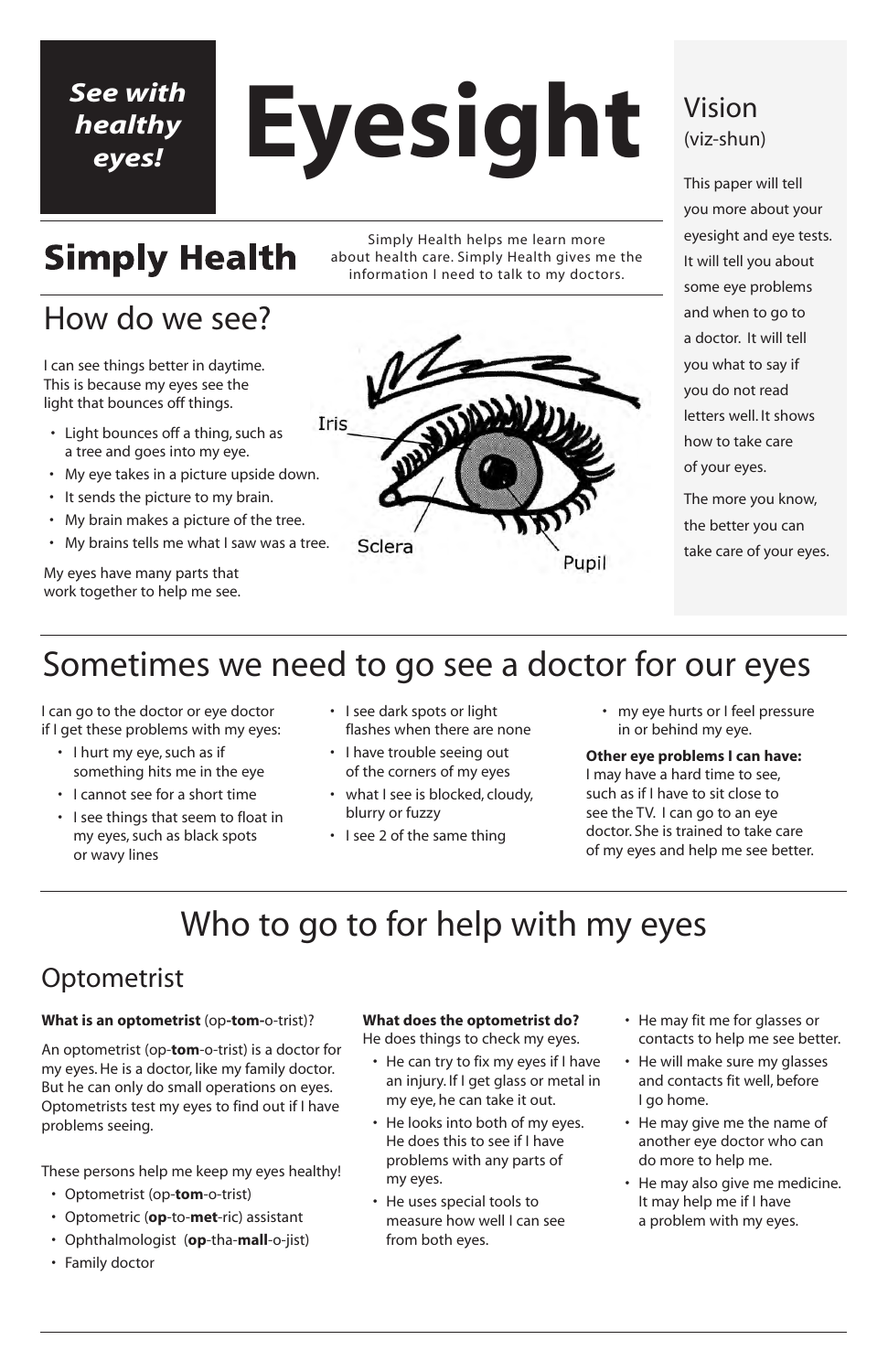***See with healthy eyes!***

# Eyesight

## Simply Health

Simply Health helps me learn more about health care. Simply Health gives me the information I need to talk to my doctors.

## Vision
(viz-shun)

This paper will tell you more about your eyesight and eye tests. It will tell you about some eye problems and when to go to a doctor. It will tell you what to say if you do not read letters well. It shows how to take care of your eyes.

The more you know, the better you can take care of your eyes.

## How do we see?

I can see things better in daytime. This is because my eyes see the light that bounces off things.

- Light bounces off a thing, such as a tree and goes into my eye.
- My eye takes in a picture upside down.
- It sends the picture to my brain.
- My brain makes a picture of the tree.
- My brains tells me what I saw was a tree.

My eyes have many parts that work together to help me see.

Iris

Sclera

Pupil

## Sometimes we need to go see a doctor for our eyes

I can go to the doctor or eye doctor if I get these problems with my eyes:

- I hurt my eye, such as if something hits me in the eye
- I cannot see for a short time
- I see things that seem to float in my eyes, such as black spots or wavy lines
- I see dark spots or light flashes when there are none
- I have trouble seeing out of the corners of my eyes
- what I see is blocked, cloudy, blurry or fuzzy
- I see 2 of the same thing
- my eye hurts or I feel pressure in or behind my eye.

**Other eye problems I can have:**
I may have a hard time to see, such as if I have to sit close to see the TV. I can go to an eye doctor. She is trained to take care of my eyes and help me see better.

## Who to go to for help with my eyes

### Optometrist

**What is an optometrist** (op-**tom-**o-trist)?

An optometrist (op-**tom**-o-trist) is a doctor for my eyes. He is a doctor, like my family doctor. But he can only do small operations on eyes. Optometrists test my eyes to find out if I have problems seeing.

These persons help me keep my eyes healthy!

- Optometrist (op-**tom**-o-trist)
- Optometric (**op**-to-**met**-ric) assistant
- Ophthalmologist (**op**-tha-**mall**-o-jist)
- Family doctor

**What does the optometrist do?**
He does things to check my eyes.

- He can try to fix my eyes if I have an injury. If I get glass or metal in my eye, he can take it out.
- He looks into both of my eyes. He does this to see if I have problems with any parts of my eyes.
- He uses special tools to measure how well I can see from both eyes.
- He may fit me for glasses or contacts to help me see better.
- He will make sure my glasses and contacts fit well, before I go home.
- He may give me the name of another eye doctor who can do more to help me.
- He may also give me medicine. It may help me if I have a problem with my eyes.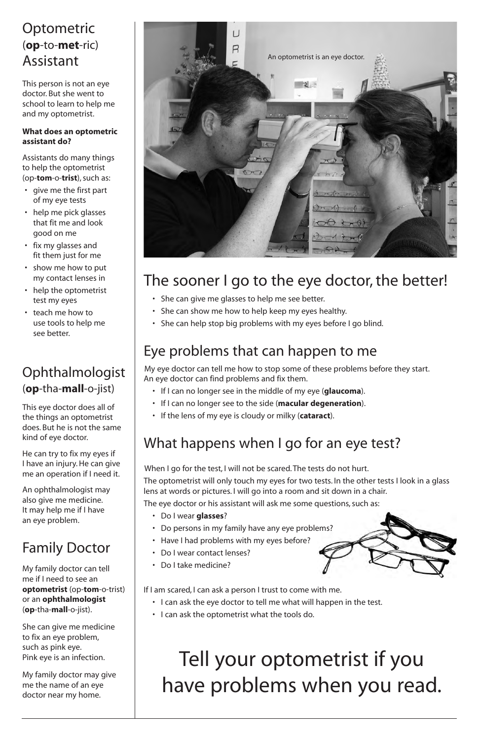## Optometric (**op**-to-**met**-ric) Assistant

This person is not an eye doctor. But she went to school to learn to help me and my optometrist.

**What does an optometric assistant do?**

Assistants do many things to help the optometrist (op-**tom**-o-**trist**), such as:

- give me the first part of my eye tests
- help me pick glasses that fit me and look good on me
- fix my glasses and fit them just for me
- show me how to put my contact lenses in
- help the optometrist test my eyes
- teach me how to use tools to help me see better.

## Ophthalmologist (**op**-tha-**mall**-o-jist)

This eye doctor does all of the things an optometrist does. But he is not the same kind of eye doctor.

He can try to fix my eyes if I have an injury. He can give me an operation if I need it.

An ophthalmologist may also give me medicine. It may help me if I have an eye problem.

## Family Doctor

My family doctor can tell me if I need to see an **optometrist** (op-**tom**-o-trist) or an **ophthalmologist** (**op**-tha-**mall**-o-jist).

She can give me medicine to fix an eye problem, such as pink eye. Pink eye is an infection.

My family doctor may give me the name of an eye doctor near my home.

An optometrist is an eye doctor.

## The sooner I go to the eye doctor, the better!

- She can give me glasses to help me see better.
- She can show me how to help keep my eyes healthy.
- She can help stop big problems with my eyes before I go blind.

## Eye problems that can happen to me

My eye doctor can tell me how to stop some of these problems before they start. An eye doctor can find problems and fix them.

- If I can no longer see in the middle of my eye (**glaucoma**).
- If I can no longer see to the side (**macular degeneration**).
- If the lens of my eye is cloudy or milky (**cataract**).

## What happens when I go for an eye test?

When I go for the test, I will not be scared. The tests do not hurt.

The optometrist will only touch my eyes for two tests. In the other tests I look in a glass lens at words or pictures. I will go into a room and sit down in a chair.

The eye doctor or his assistant will ask me some questions, such as:

- Do I wear **glasses**?
- Do persons in my family have any eye problems?
- Have I had problems with my eyes before?
- Do I wear contact lenses?
- Do I take medicine?

If I am scared, I can ask a person I trust to come with me.

- I can ask the eye doctor to tell me what will happen in the test.
- I can ask the optometrist what the tools do.

# Tell your optometrist if you have problems when you read.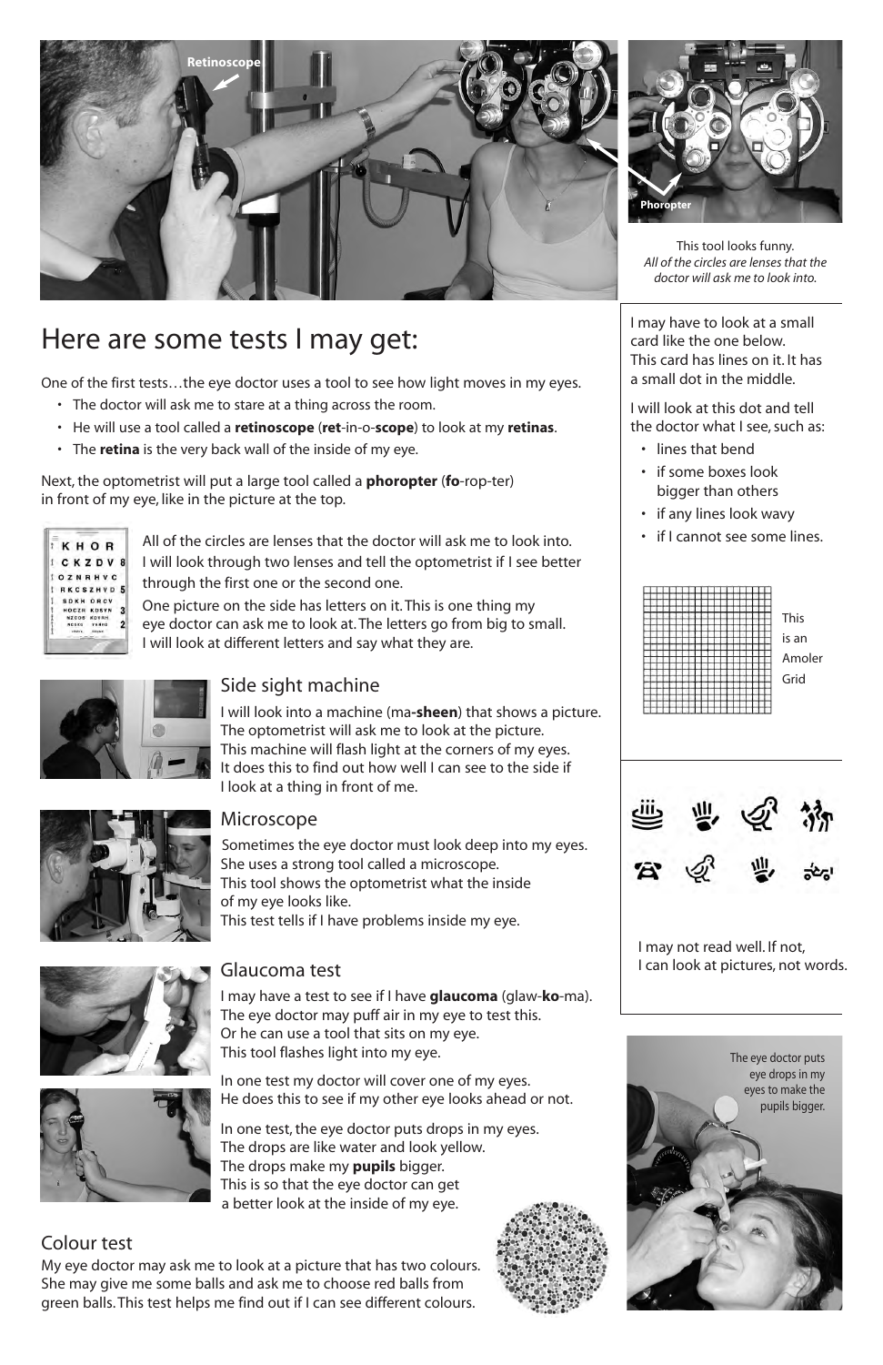Retinoscope

Phoropter

This tool looks funny.
*All of the circles are lenses that the doctor will ask me to look into.*

# Here are some tests I may get:

One of the first tests…the eye doctor uses a tool to see how light moves in my eyes.

- The doctor will ask me to stare at a thing across the room.
- He will use a tool called a **retinoscope** (**ret**-in-o-**scope**) to look at my **retinas**.
- The **retina** is the very back wall of the inside of my eye.

Next, the optometrist will put a large tool called a **phoropter** (**fo**-rop-ter) in front of my eye, like in the picture at the top.

All of the circles are lenses that the doctor will ask me to look into. I will look through two lenses and tell the optometrist if I see better through the first one or the second one.

One picture on the side has letters on it. This is one thing my eye doctor can ask me to look at. The letters go from big to small. I will look at different letters and say what they are.

## Side sight machine

I will look into a machine (ma**-sheen**) that shows a picture. The optometrist will ask me to look at the picture. This machine will flash light at the corners of my eyes. It does this to find out how well I can see to the side if I look at a thing in front of me.

## Microscope

Sometimes the eye doctor must look deep into my eyes. She uses a strong tool called a microscope. This tool shows the optometrist what the inside of my eye looks like. This test tells if I have problems inside my eye.

## Glaucoma test

I may have a test to see if I have **glaucoma** (glaw-**ko**-ma). The eye doctor may puff air in my eye to test this. Or he can use a tool that sits on my eye. This tool flashes light into my eye.

In one test my doctor will cover one of my eyes. He does this to see if my other eye looks ahead or not.

In one test, the eye doctor puts drops in my eyes. The drops are like water and look yellow. The drops make my **pupils** bigger. This is so that the eye doctor can get a better look at the inside of my eye.

## Colour test

My eye doctor may ask me to look at a picture that has two colours. She may give me some balls and ask me to choose red balls from green balls. This test helps me find out if I can see different colours.

I may have to look at a small card like the one below. This card has lines on it. It has a small dot in the middle.

I will look at this dot and tell the doctor what I see, such as:

- lines that bend
- if some boxes look bigger than others
- if any lines look wavy
- if I cannot see some lines.

This is an Amoler Grid

I may not read well. If not, I can look at pictures, not words.

The eye doctor puts eye drops in my eyes to make the pupils bigger.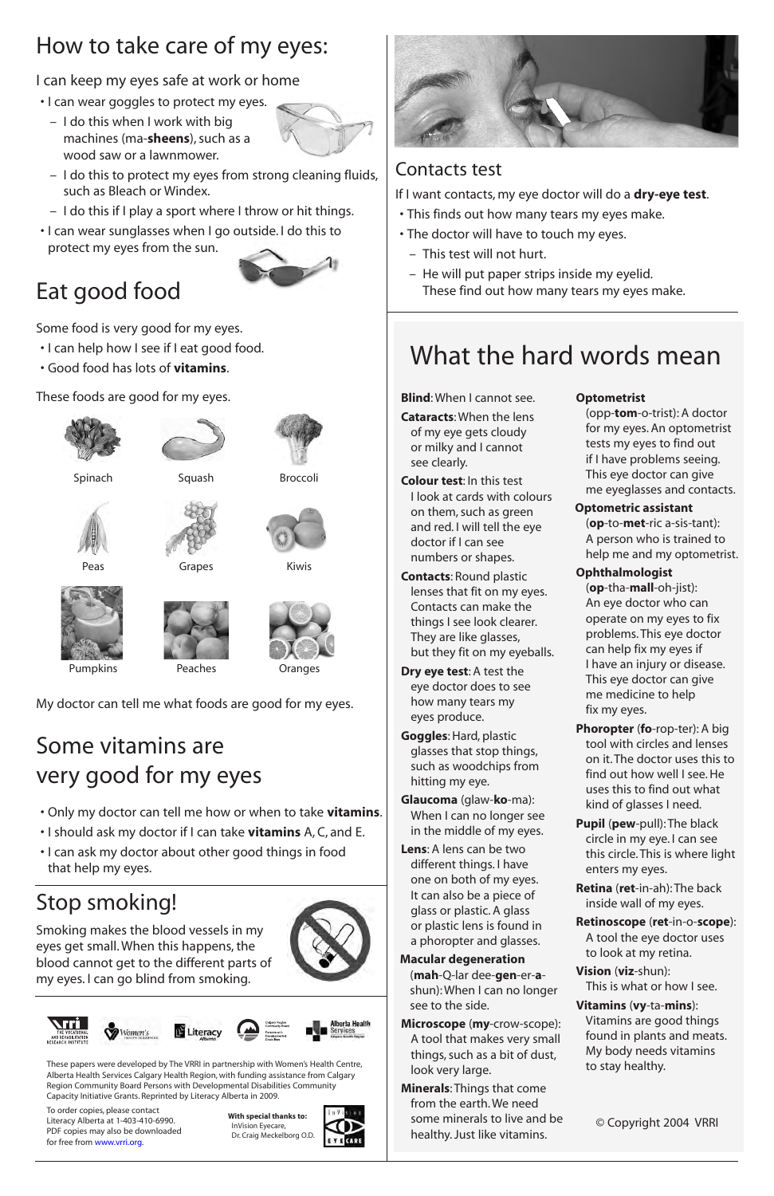# How to take care of my eyes:

I can keep my eyes safe at work or home

- I can wear goggles to protect my eyes.
  - I do this when I work with big machines (ma-**sheens**), such as a wood saw or a lawnmower.
  - I do this to protect my eyes from strong cleaning fluids, such as Bleach or Windex.
  - I do this if I play a sport where I throw or hit things.
- I can wear sunglasses when I go outside. I do this to protect my eyes from the sun.

## Eat good food

Some food is very good for my eyes.

- I can help how I see if I eat good food.
- Good food has lots of **vitamins**.

These foods are good for my eyes.

Spinach

Squash

Broccoli

Peas

Grapes

Kiwis

Pumpkins

Peaches

Oranges

My doctor can tell me what foods are good for my eyes.

## Some vitamins are very good for my eyes

- Only my doctor can tell me how or when to take **vitamins**.
- I should ask my doctor if I can take **vitamins** A, C, and E.
- I can ask my doctor about other good things in food that help my eyes.

## Stop smoking!

Smoking makes the blood vessels in my eyes get small. When this happens, the blood cannot get to the different parts of my eyes. I can go blind from smoking.

## Contacts test

If I want contacts, my eye doctor will do a **dry-eye test**.

- This finds out how many tears my eyes make.
- The doctor will have to touch my eyes.
  - This test will not hurt.
  - He will put paper strips inside my eyelid. These find out how many tears my eyes make.

# What the hard words mean

**Blind**: When I cannot see.

**Cataracts**: When the lens of my eye gets cloudy or milky and I cannot see clearly.

**Colour test**: In this test I look at cards with colours on them, such as green and red. I will tell the eye doctor if I can see numbers or shapes.

**Contacts**: Round plastic lenses that fit on my eyes. Contacts can make the things I see look clearer. They are like glasses, but they fit on my eyeballs.

**Dry eye test**: A test the eye doctor does to see how many tears my eyes produce.

**Goggles**: Hard, plastic glasses that stop things, such as woodchips from hitting my eye.

**Glaucoma** (glaw-**ko**-ma): When I can no longer see in the middle of my eyes.

**Lens**: A lens can be two different things. I have one on both of my eyes. It can also be a piece of glass or plastic. A glass or plastic lens is found in a phoropter and glasses.

**Macular degeneration** (**mah**-Q-lar dee-**gen**-er-**a**-shun): When I can no longer see to the side.

**Microscope** (**my**-crow-scope): A tool that makes very small things, such as a bit of dust, look very large.

**Minerals**: Things that come from the earth. We need some minerals to live and be healthy. Just like vitamins.

**Optometrist** (opp-**tom**-o-trist): A doctor for my eyes. An optometrist tests my eyes to find out if I have problems seeing. This eye doctor can give me eyeglasses and contacts.

**Optometric assistant** (**op**-to-**met**-ric a-sis-tant): A person who is trained to help me and my optometrist.

**Ophthalmologist** (**op**-tha-**mall**-oh-jist): An eye doctor who can operate on my eyes to fix problems. This eye doctor can help fix my eyes if I have an injury or disease. This eye doctor can give me medicine to help fix my eyes.

**Phoropter** (**fo**-rop-ter): A big tool with circles and lenses on it. The doctor uses this to find out how well I see. He uses this to find out what kind of glasses I need.

**Pupil** (**pew**-pull): The black circle in my eye. I can see this circle. This is where light enters my eyes.

**Retina** (**ret**-in-ah): The back inside wall of my eyes.

**Retinoscope** (**ret**-in-o-**scope**): A tool the eye doctor uses to look at my retina.

**Vision** (**viz**-shun): This is what or how I see.

**Vitamins** (**vy**-ta-**mins**): Vitamins are good things found in plants and meats. My body needs vitamins to stay healthy.

© Copyright 2004 VRRI

These papers were developed by The VRRI in partnership with Women's Health Centre, Alberta Health Services Calgary Health Region, with funding assistance from Calgary Region Community Board Persons with Developmental Disabilities Community Capacity Initiative Grants. Reprinted by Literacy Alberta in 2009.

To order copies, please contact Literacy Alberta at 1-403-410-6990. PDF copies may also be downloaded for free from www.vrri.org.

**With special thanks to:** InVision Eyecare, Dr. Craig Meckelborg O.D.